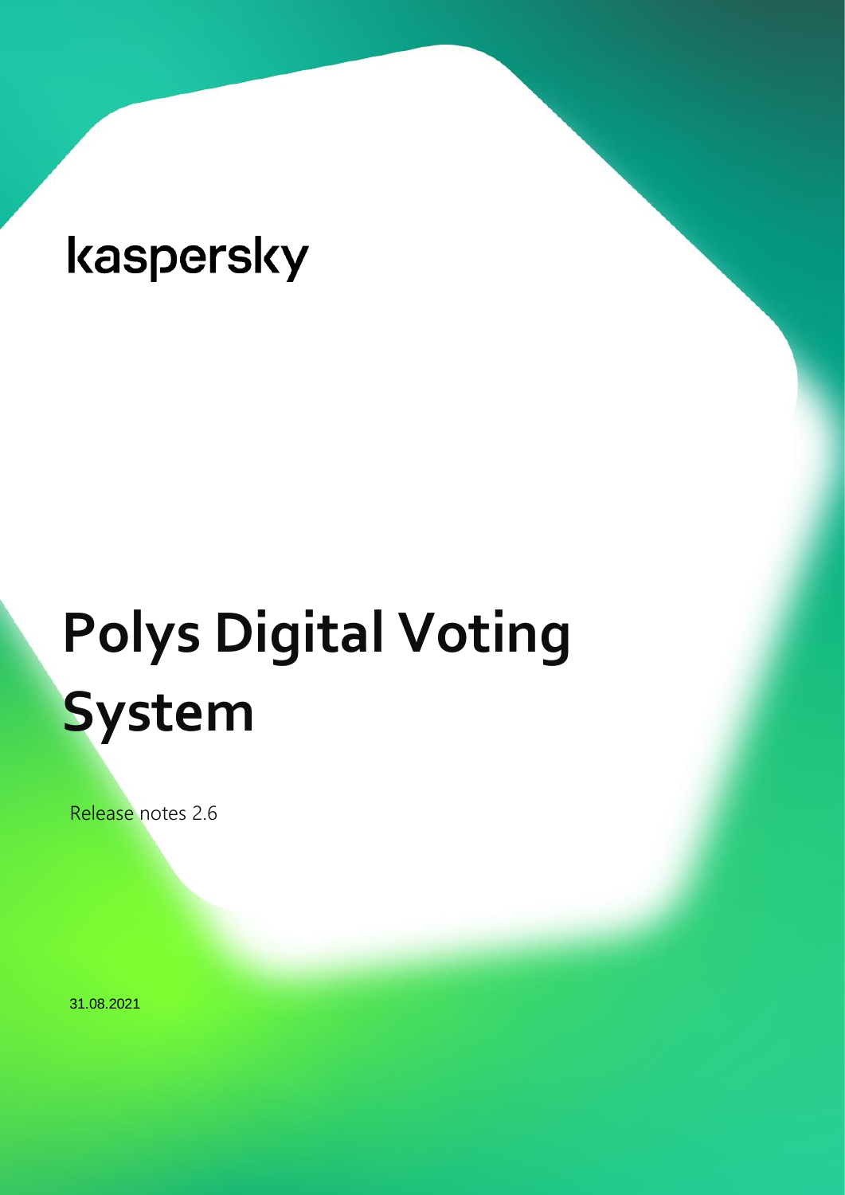kaspersky

# Polys Digital Voting System

Release notes 2.6

31.08.2021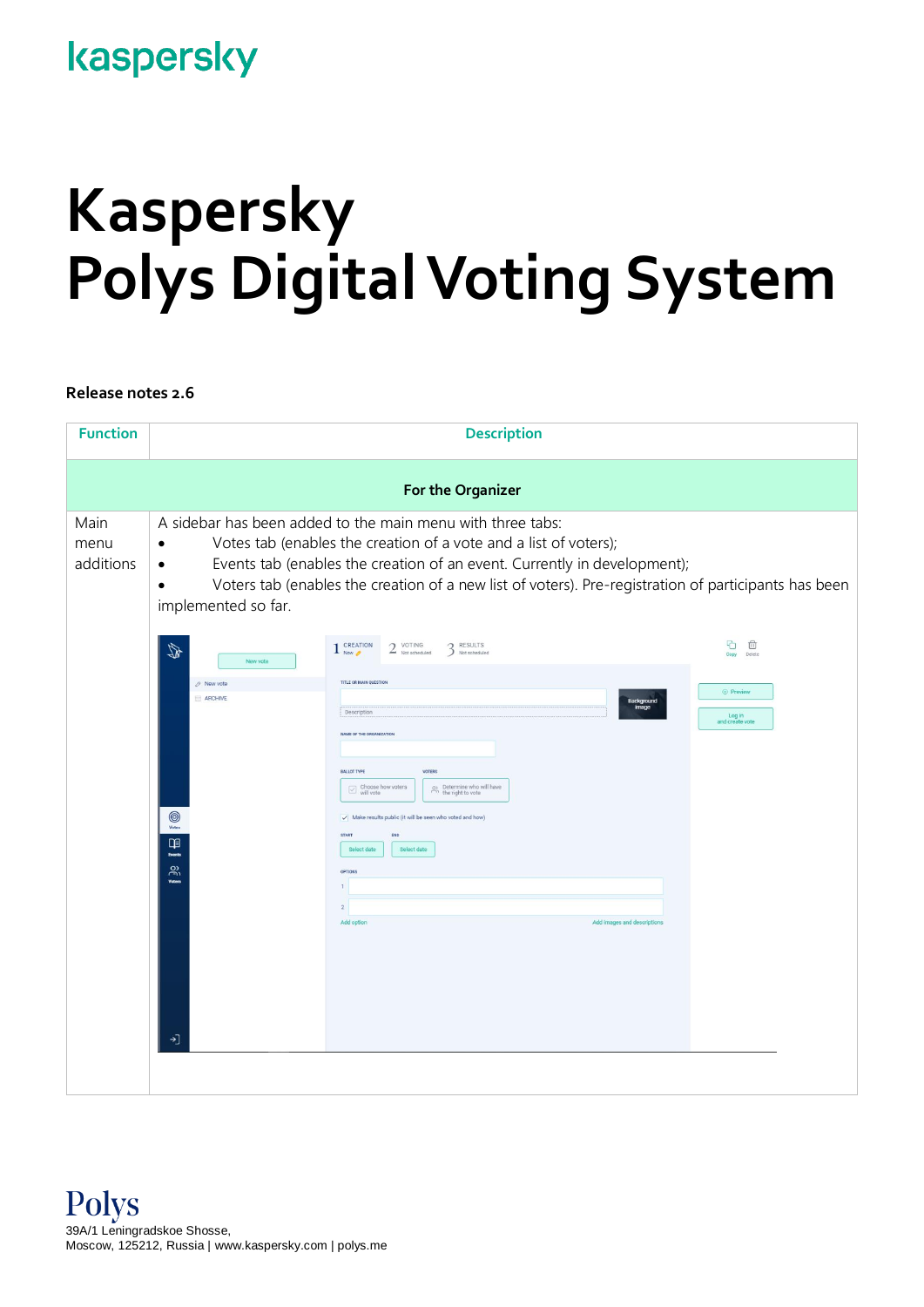kaspersky

# Kaspersky
# Polys Digital Voting System

**Release notes 2.6**

| Function | Description |
|---|---|
| | **For the Organizer** |
| Main menu additions | A sidebar has been added to the main menu with three tabs:<br>• Votes tab (enables the creation of a vote and a list of voters);<br>• Events tab (enables the creation of an event. Currently in development);<br>• Voters tab (enables the creation of a new list of voters). Pre-registration of participants has been implemented so far. |

Polys
39A/1 Leningradskoe Shosse,
Moscow, 125212, Russia | www.kaspersky.com | polys.me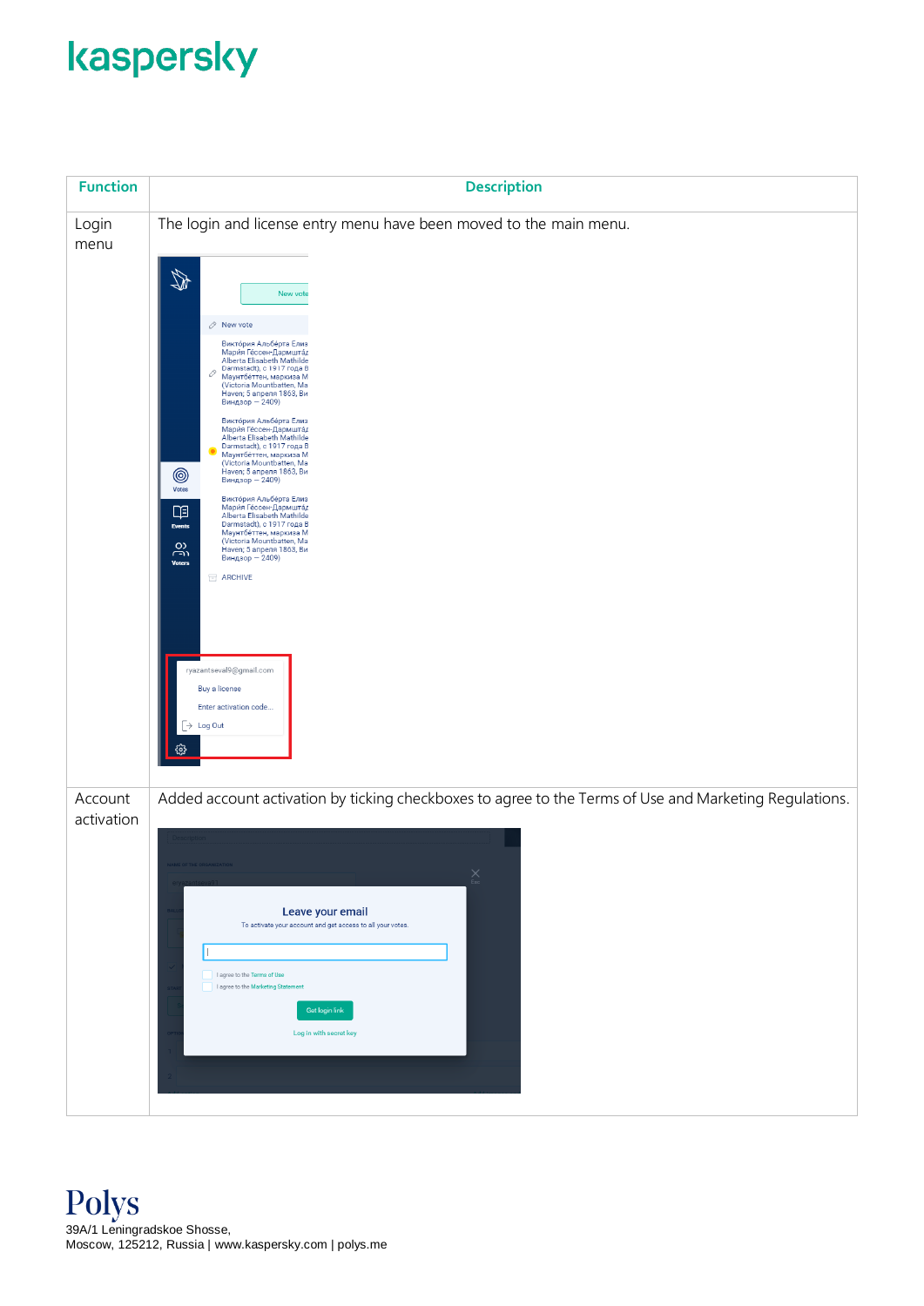| Function | Description |
| --- | --- |
| Login menu | The login and license entry menu have been moved to the main menu. |
| Account activation | Added account activation by ticking checkboxes to agree to the Terms of Use and Marketing Regulations. |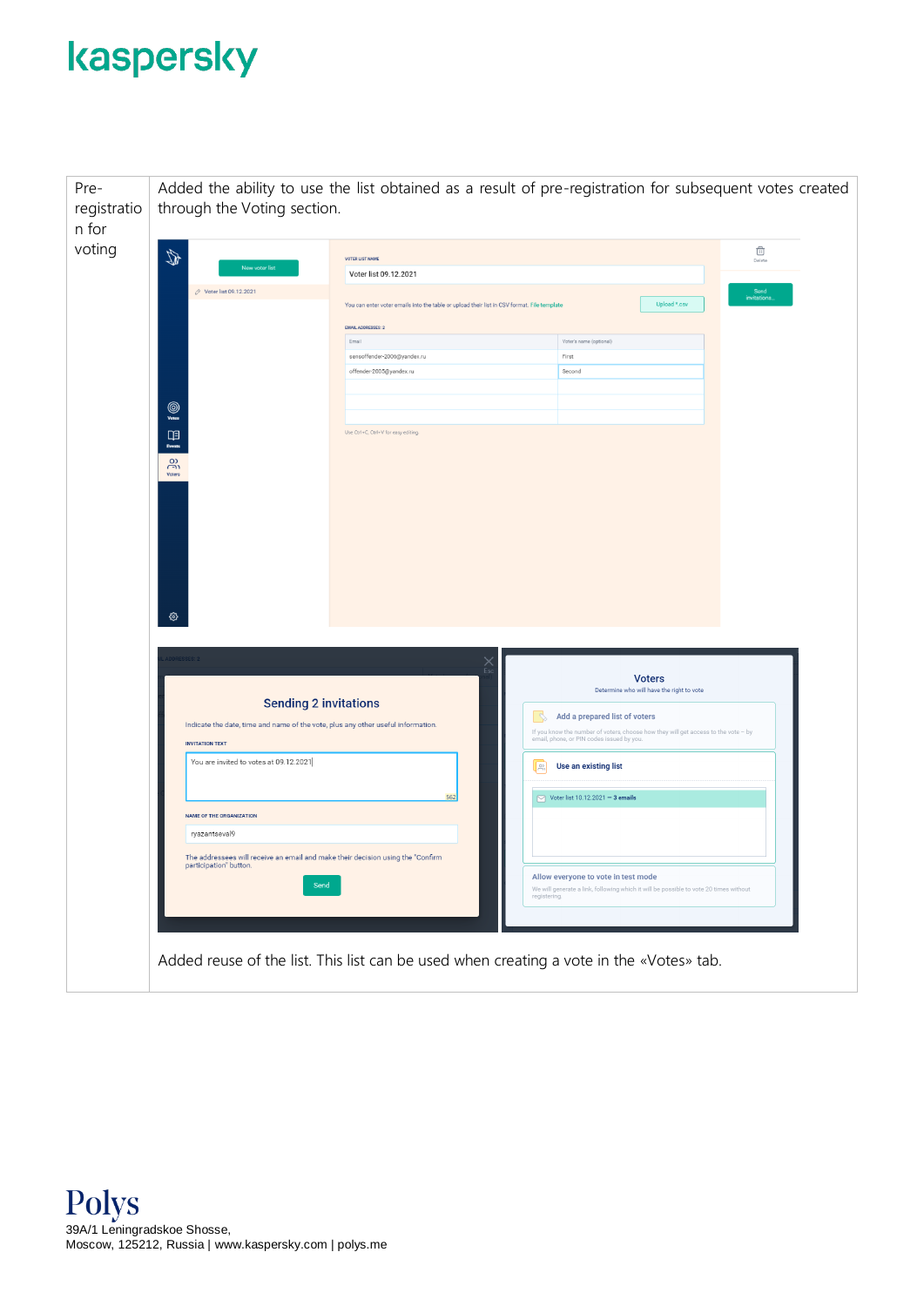| Pre-registration for voting | Added the ability to use the list obtained as a result of pre-registration for subsequent votes created through the Voting section.<br><br>Added reuse of the list. This list can be used when creating a vote in the «Votes» tab. |
|---|---|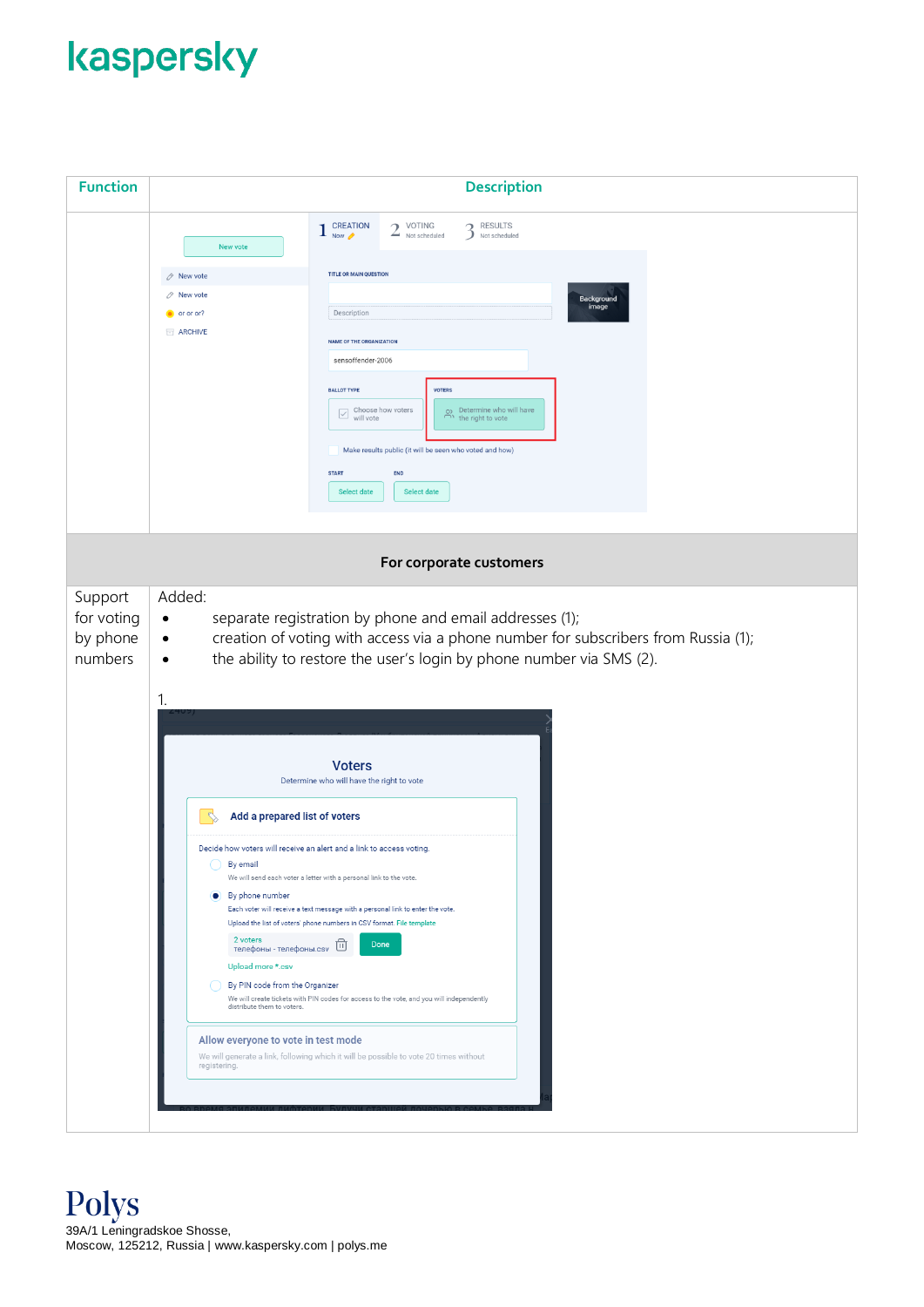| Function | Description |
|---|---|
| | |
| | **For corporate customers** |
| Support for voting by phone numbers | Added:<br>• separate registration by phone and email addresses (1);<br>• creation of voting with access via a phone number for subscribers from Russia (1);<br>• the ability to restore the user's login by phone number via SMS (2).<br><br>1. |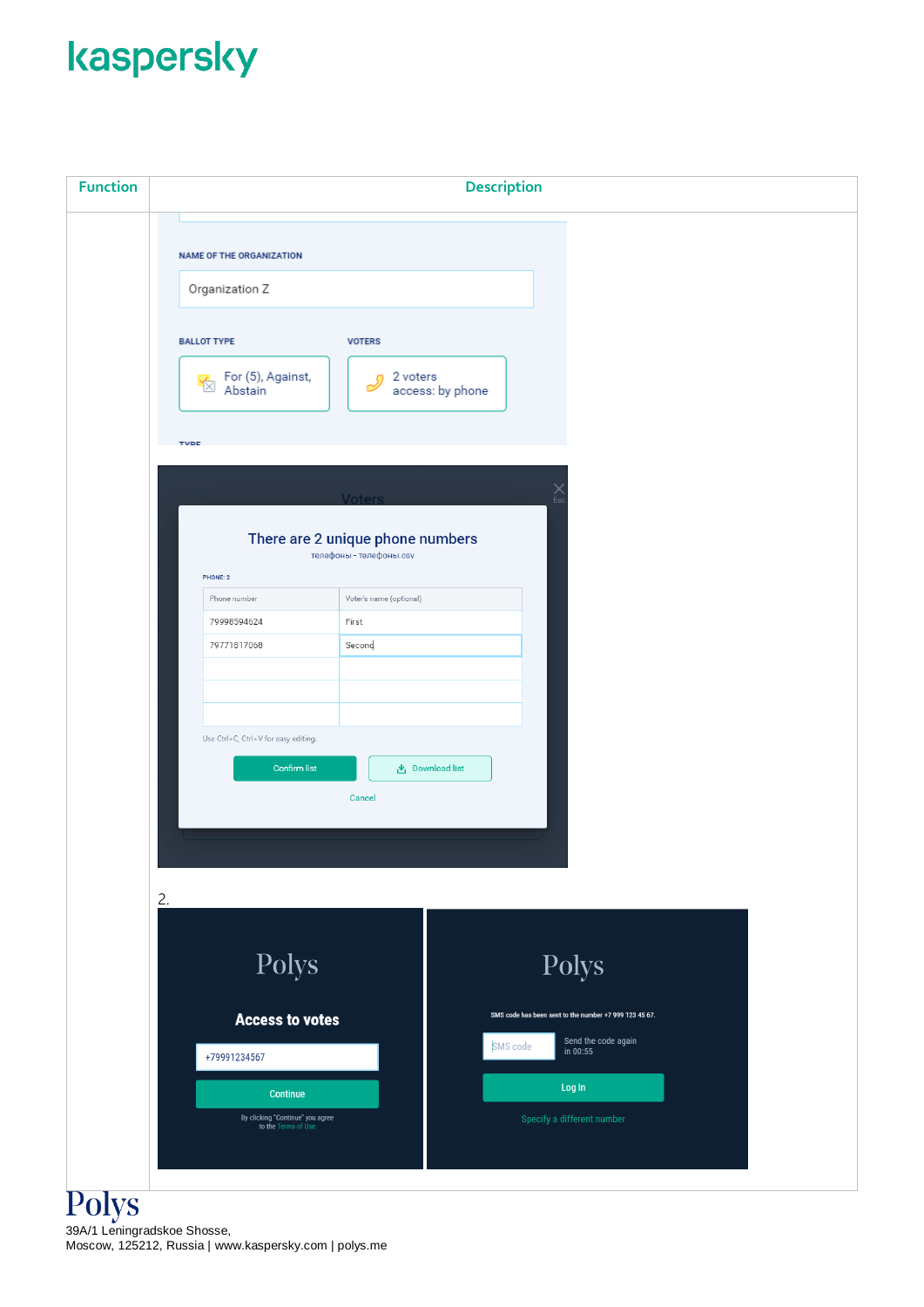| Function | Description |
|---|---|
| | NAME OF THE ORGANIZATION<br>Organization Z<br>BALLOT TYPE<br>For (5), Against, Abstain<br>VOTERS<br>2 voters access: by phone<br><br>Voters<br>There are 2 unique phone numbers<br>телефоны - телефоны.csv<br>PHONE: 2<br>Phone number / Voter's name (optional)<br>79998594624 / First<br>79771817068 / Second<br>Use Ctrl+C, Ctrl+V for easy editing.<br>Confirm list<br>Download list<br>Cancel<br><br>2.<br><br>Polys<br>Access to votes<br>+79991234567<br>Continue<br>By clicking "Continue" you agree to the Terms of Use<br><br>Polys<br>SMS code has been sent to the number +7 999 123 45 67.<br>SMS code<br>Send the code again in 00:55<br>Log In<br>Specify a different number |

Polys

39A/1 Leningradskoe Shosse,
Moscow, 125212, Russia | www.kaspersky.com | polys.me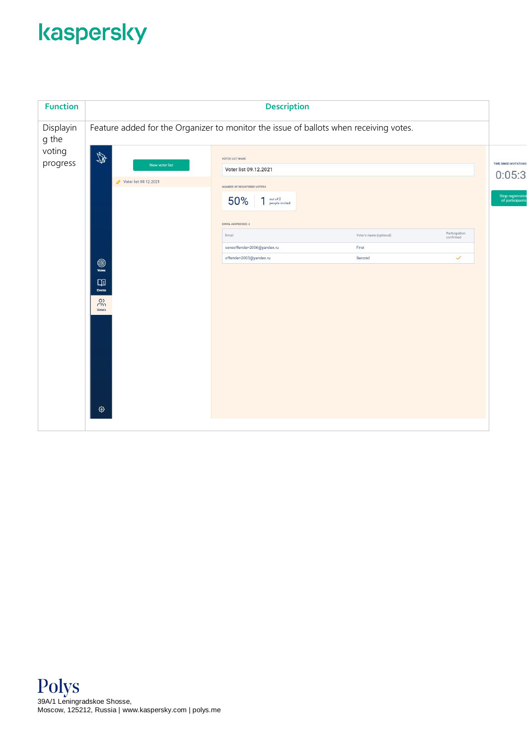| Function | Description |
| --- | --- |
| Displaying the voting progress | Feature added for the Organizer to monitor the issue of ballots when receiving votes. |